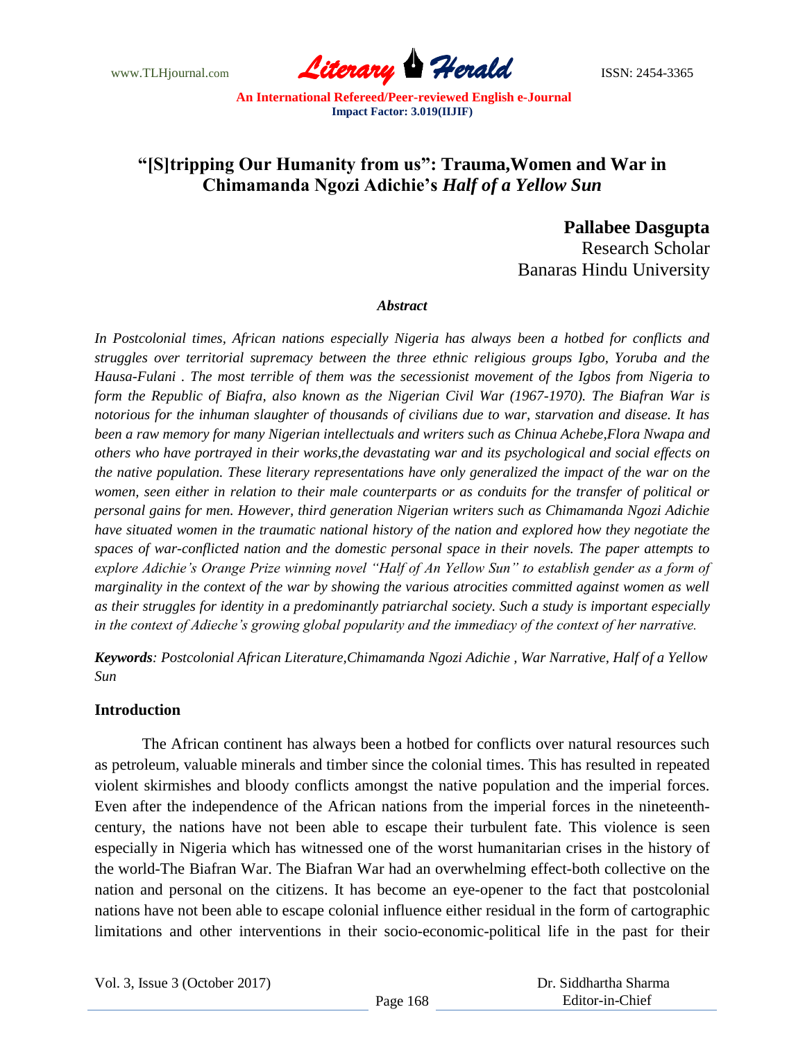# "[S]tripping Our Humanity from us": Trauma,Women and War in Chimamanda Ngozi Adichie's *Half of a Yellow Sun*

**Pallabee Dasgupta**
Research Scholar
Banaras Hindu University

### *Abstract*

*In Postcolonial times, African nations especially Nigeria has always been a hotbed for conflicts and struggles over territorial supremacy between the three ethnic religious groups Igbo, Yoruba and the Hausa-Fulani . The most terrible of them was the secessionist movement of the Igbos from Nigeria to form the Republic of Biafra, also known as the Nigerian Civil War (1967-1970). The Biafran War is notorious for the inhuman slaughter of thousands of civilians due to war, starvation and disease. It has been a raw memory for many Nigerian intellectuals and writers such as Chinua Achebe,Flora Nwapa and others who have portrayed in their works,the devastating war and its psychological and social effects on the native population. These literary representations have only generalized the impact of the war on the women, seen either in relation to their male counterparts or as conduits for the transfer of political or personal gains for men. However, third generation Nigerian writers such as Chimamanda Ngozi Adichie have situated women in the traumatic national history of the nation and explored how they negotiate the spaces of war-conflicted nation and the domestic personal space in their novels. The paper attempts to explore Adichie's Orange Prize winning novel "Half of An Yellow Sun" to establish gender as a form of marginality in the context of the war by showing the various atrocities committed against women as well as their struggles for identity in a predominantly patriarchal society. Such a study is important especially in the context of Adieche's growing global popularity and the immediacy of the context of her narrative.*

***Keywords**: Postcolonial African Literature,Chimamanda Ngozi Adichie , War Narrative, Half of a Yellow Sun*

## Introduction

The African continent has always been a hotbed for conflicts over natural resources such as petroleum, valuable minerals and timber since the colonial times. This has resulted in repeated violent skirmishes and bloody conflicts amongst the native population and the imperial forces. Even after the independence of the African nations from the imperial forces in the nineteenth-century, the nations have not been able to escape their turbulent fate. This violence is seen especially in Nigeria which has witnessed one of the worst humanitarian crises in the history of the world-The Biafran War. The Biafran War had an overwhelming effect-both collective on the nation and personal on the citizens. It has become an eye-opener to the fact that postcolonial nations have not been able to escape colonial influence either residual in the form of cartographic limitations and other interventions in their socio-economic-political life in the past for their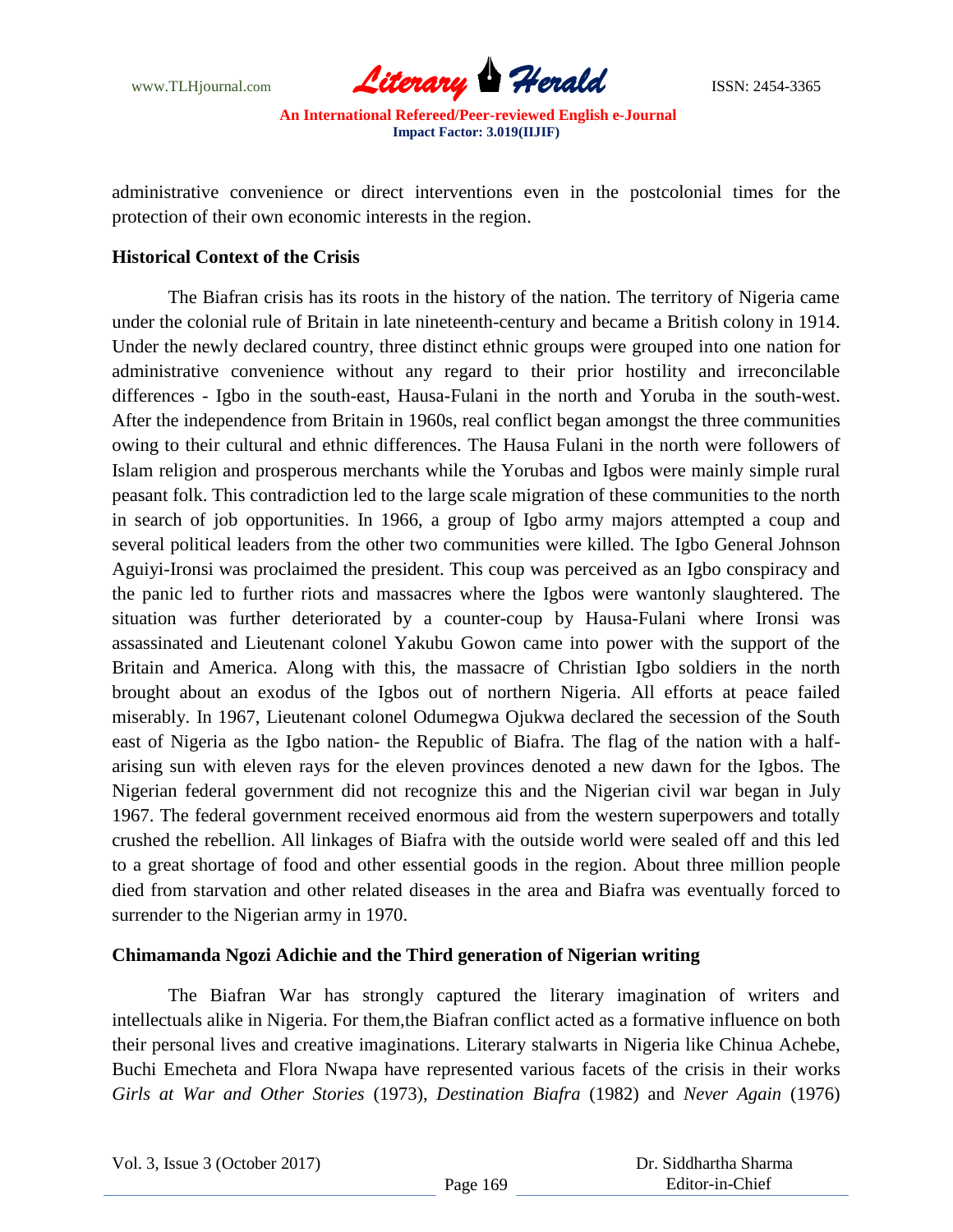administrative convenience or direct interventions even in the postcolonial times for the protection of their own economic interests in the region.

## Historical Context of the Crisis

The Biafran crisis has its roots in the history of the nation. The territory of Nigeria came under the colonial rule of Britain in late nineteenth-century and became a British colony in 1914. Under the newly declared country, three distinct ethnic groups were grouped into one nation for administrative convenience without any regard to their prior hostility and irreconcilable differences - Igbo in the south-east, Hausa-Fulani in the north and Yoruba in the south-west. After the independence from Britain in 1960s, real conflict began amongst the three communities owing to their cultural and ethnic differences. The Hausa Fulani in the north were followers of Islam religion and prosperous merchants while the Yorubas and Igbos were mainly simple rural peasant folk. This contradiction led to the large scale migration of these communities to the north in search of job opportunities. In 1966, a group of Igbo army majors attempted a coup and several political leaders from the other two communities were killed. The Igbo General Johnson Aguiyi-Ironsi was proclaimed the president. This coup was perceived as an Igbo conspiracy and the panic led to further riots and massacres where the Igbos were wantonly slaughtered. The situation was further deteriorated by a counter-coup by Hausa-Fulani where Ironsi was assassinated and Lieutenant colonel Yakubu Gowon came into power with the support of the Britain and America. Along with this, the massacre of Christian Igbo soldiers in the north brought about an exodus of the Igbos out of northern Nigeria. All efforts at peace failed miserably. In 1967, Lieutenant colonel Odumegwa Ojukwa declared the secession of the South east of Nigeria as the Igbo nation- the Republic of Biafra. The flag of the nation with a half-arising sun with eleven rays for the eleven provinces denoted a new dawn for the Igbos. The Nigerian federal government did not recognize this and the Nigerian civil war began in July 1967. The federal government received enormous aid from the western superpowers and totally crushed the rebellion. All linkages of Biafra with the outside world were sealed off and this led to a great shortage of food and other essential goods in the region. About three million people died from starvation and other related diseases in the area and Biafra was eventually forced to surrender to the Nigerian army in 1970.

## Chimamanda Ngozi Adichie and the Third generation of Nigerian writing

The Biafran War has strongly captured the literary imagination of writers and intellectuals alike in Nigeria. For them,the Biafran conflict acted as a formative influence on both their personal lives and creative imaginations. Literary stalwarts in Nigeria like Chinua Achebe, Buchi Emecheta and Flora Nwapa have represented various facets of the crisis in their works *Girls at War and Other Stories* (1973), *Destination Biafra* (1982) and *Never Again* (1976)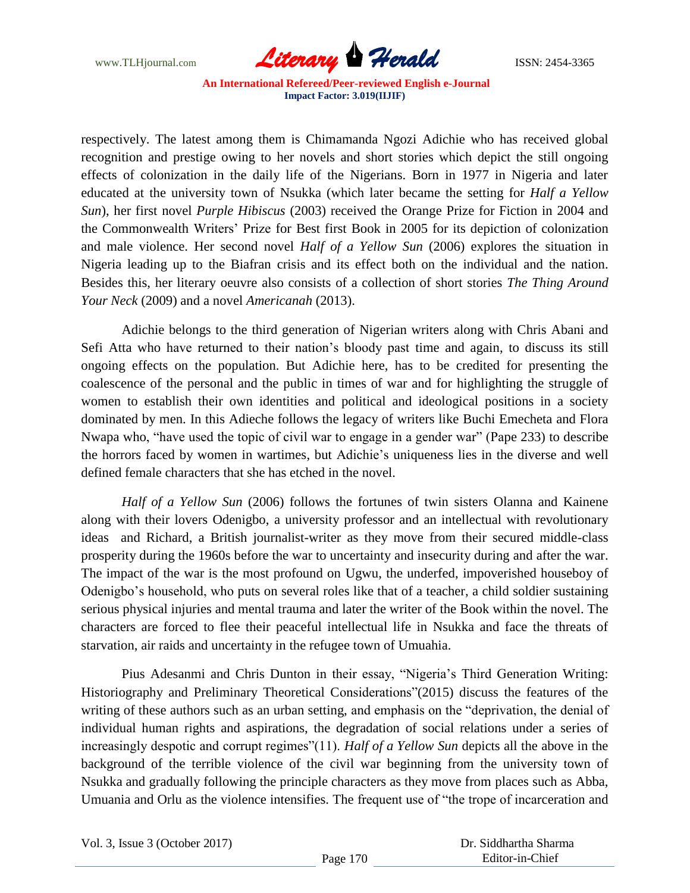respectively. The latest among them is Chimamanda Ngozi Adichie who has received global recognition and prestige owing to her novels and short stories which depict the still ongoing effects of colonization in the daily life of the Nigerians. Born in 1977 in Nigeria and later educated at the university town of Nsukka (which later became the setting for *Half a Yellow Sun*), her first novel *Purple Hibiscus* (2003) received the Orange Prize for Fiction in 2004 and the Commonwealth Writers' Prize for Best first Book in 2005 for its depiction of colonization and male violence. Her second novel *Half of a Yellow Sun* (2006) explores the situation in Nigeria leading up to the Biafran crisis and its effect both on the individual and the nation. Besides this, her literary oeuvre also consists of a collection of short stories *The Thing Around Your Neck* (2009) and a novel *Americanah* (2013).

Adichie belongs to the third generation of Nigerian writers along with Chris Abani and Sefi Atta who have returned to their nation's bloody past time and again, to discuss its still ongoing effects on the population. But Adichie here, has to be credited for presenting the coalescence of the personal and the public in times of war and for highlighting the struggle of women to establish their own identities and political and ideological positions in a society dominated by men. In this Adieche follows the legacy of writers like Buchi Emecheta and Flora Nwapa who, "have used the topic of civil war to engage in a gender war" (Pape 233) to describe the horrors faced by women in wartimes, but Adichie's uniqueness lies in the diverse and well defined female characters that she has etched in the novel.

*Half of a Yellow Sun* (2006) follows the fortunes of twin sisters Olanna and Kainene along with their lovers Odenigbo, a university professor and an intellectual with revolutionary ideas and Richard, a British journalist-writer as they move from their secured middle-class prosperity during the 1960s before the war to uncertainty and insecurity during and after the war. The impact of the war is the most profound on Ugwu, the underfed, impoverished houseboy of Odenigbo's household, who puts on several roles like that of a teacher, a child soldier sustaining serious physical injuries and mental trauma and later the writer of the Book within the novel. The characters are forced to flee their peaceful intellectual life in Nsukka and face the threats of starvation, air raids and uncertainty in the refugee town of Umuahia.

Pius Adesanmi and Chris Dunton in their essay, "Nigeria's Third Generation Writing: Historiography and Preliminary Theoretical Considerations"(2015) discuss the features of the writing of these authors such as an urban setting, and emphasis on the "deprivation, the denial of individual human rights and aspirations, the degradation of social relations under a series of increasingly despotic and corrupt regimes"(11). *Half of a Yellow Sun* depicts all the above in the background of the terrible violence of the civil war beginning from the university town of Nsukka and gradually following the principle characters as they move from places such as Abba, Umuania and Orlu as the violence intensifies. The frequent use of "the trope of incarceration and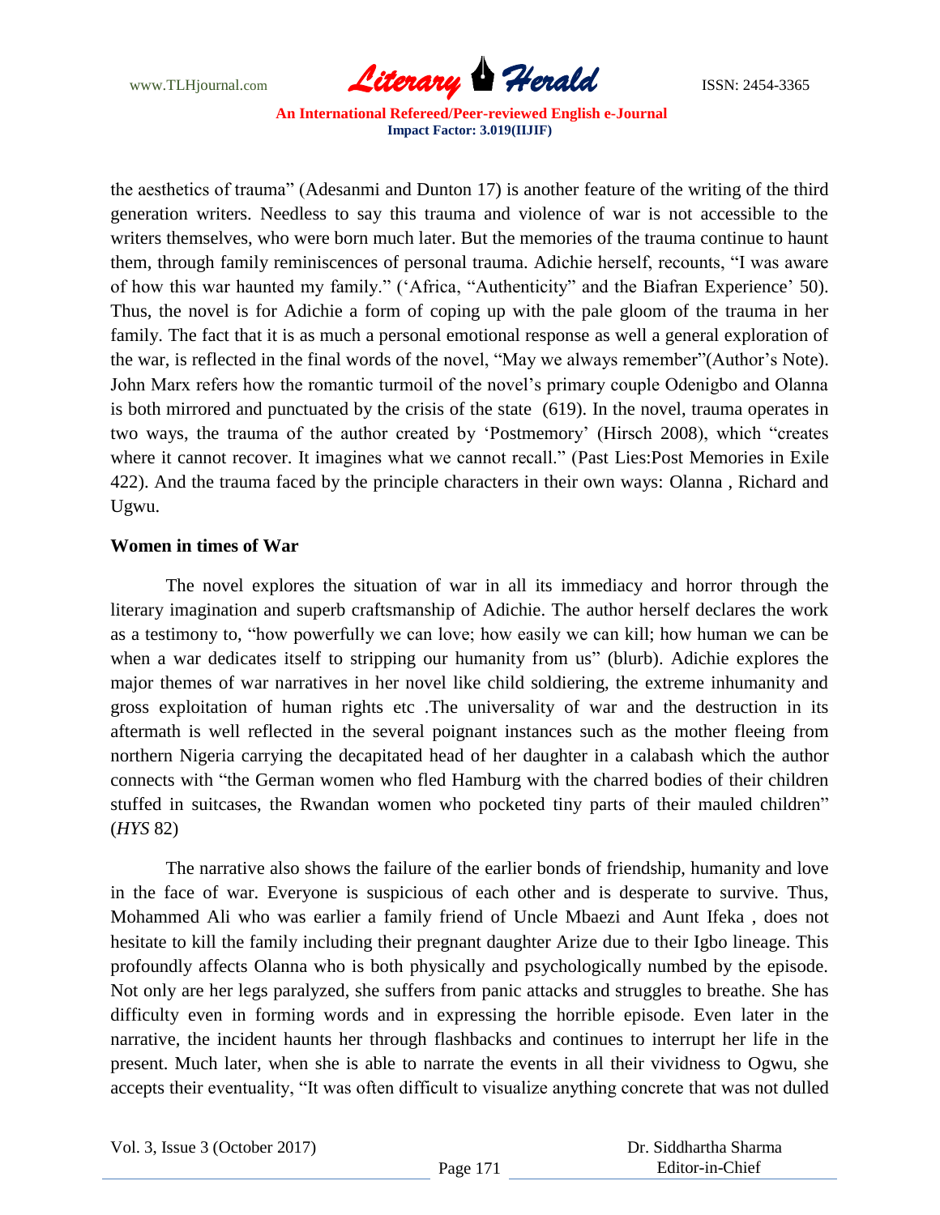the aesthetics of trauma" (Adesanmi and Dunton 17) is another feature of the writing of the third generation writers. Needless to say this trauma and violence of war is not accessible to the writers themselves, who were born much later. But the memories of the trauma continue to haunt them, through family reminiscences of personal trauma. Adichie herself, recounts, "I was aware of how this war haunted my family." ('Africa, "Authenticity" and the Biafran Experience' 50). Thus, the novel is for Adichie a form of coping up with the pale gloom of the trauma in her family. The fact that it is as much a personal emotional response as well a general exploration of the war, is reflected in the final words of the novel, "May we always remember"(Author's Note). John Marx refers how the romantic turmoil of the novel's primary couple Odenigbo and Olanna is both mirrored and punctuated by the crisis of the state (619). In the novel, trauma operates in two ways, the trauma of the author created by 'Postmemory' (Hirsch 2008), which "creates where it cannot recover. It imagines what we cannot recall." (Past Lies:Post Memories in Exile 422). And the trauma faced by the principle characters in their own ways: Olanna , Richard and Ugwu.

**Women in times of War**

The novel explores the situation of war in all its immediacy and horror through the literary imagination and superb craftsmanship of Adichie. The author herself declares the work as a testimony to, "how powerfully we can love; how easily we can kill; how human we can be when a war dedicates itself to stripping our humanity from us" (blurb). Adichie explores the major themes of war narratives in her novel like child soldiering, the extreme inhumanity and gross exploitation of human rights etc .The universality of war and the destruction in its aftermath is well reflected in the several poignant instances such as the mother fleeing from northern Nigeria carrying the decapitated head of her daughter in a calabash which the author connects with "the German women who fled Hamburg with the charred bodies of their children stuffed in suitcases, the Rwandan women who pocketed tiny parts of their mauled children" (*HYS* 82)

The narrative also shows the failure of the earlier bonds of friendship, humanity and love in the face of war. Everyone is suspicious of each other and is desperate to survive. Thus, Mohammed Ali who was earlier a family friend of Uncle Mbaezi and Aunt Ifeka , does not hesitate to kill the family including their pregnant daughter Arize due to their Igbo lineage. This profoundly affects Olanna who is both physically and psychologically numbed by the episode. Not only are her legs paralyzed, she suffers from panic attacks and struggles to breathe. She has difficulty even in forming words and in expressing the horrible episode. Even later in the narrative, the incident haunts her through flashbacks and continues to interrupt her life in the present. Much later, when she is able to narrate the events in all their vividness to Ogwu, she accepts their eventuality, "It was often difficult to visualize anything concrete that was not dulled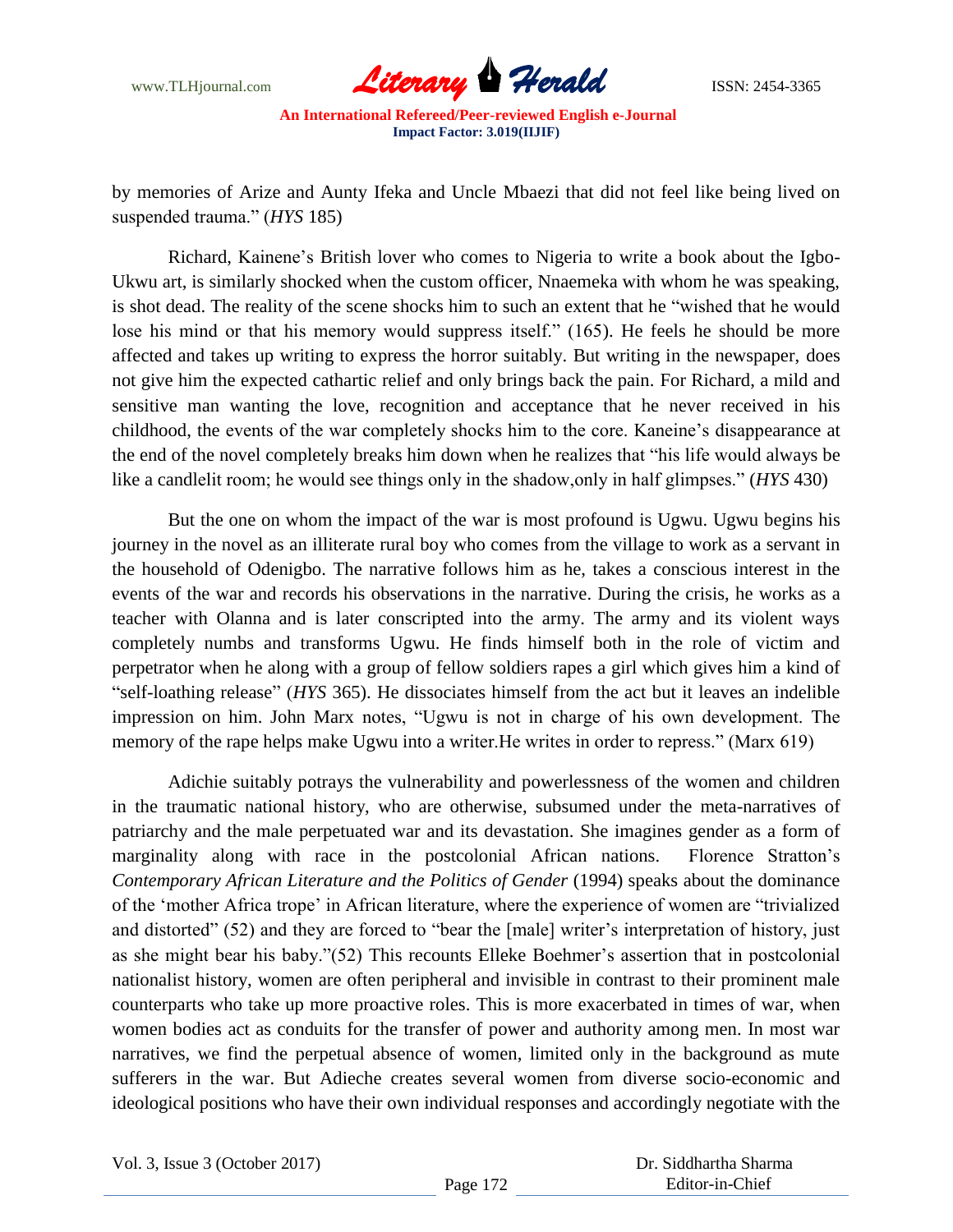by memories of Arize and Aunty Ifeka and Uncle Mbaezi that did not feel like being lived on suspended trauma." (*HYS* 185)

Richard, Kainene's British lover who comes to Nigeria to write a book about the Igbo-Ukwu art, is similarly shocked when the custom officer, Nnaemeka with whom he was speaking, is shot dead. The reality of the scene shocks him to such an extent that he "wished that he would lose his mind or that his memory would suppress itself." (165). He feels he should be more affected and takes up writing to express the horror suitably. But writing in the newspaper, does not give him the expected cathartic relief and only brings back the pain. For Richard, a mild and sensitive man wanting the love, recognition and acceptance that he never received in his childhood, the events of the war completely shocks him to the core. Kaneine's disappearance at the end of the novel completely breaks him down when he realizes that "his life would always be like a candlelit room; he would see things only in the shadow,only in half glimpses." (*HYS* 430)

But the one on whom the impact of the war is most profound is Ugwu. Ugwu begins his journey in the novel as an illiterate rural boy who comes from the village to work as a servant in the household of Odenigbo. The narrative follows him as he, takes a conscious interest in the events of the war and records his observations in the narrative. During the crisis, he works as a teacher with Olanna and is later conscripted into the army. The army and its violent ways completely numbs and transforms Ugwu. He finds himself both in the role of victim and perpetrator when he along with a group of fellow soldiers rapes a girl which gives him a kind of "self-loathing release" (*HYS* 365). He dissociates himself from the act but it leaves an indelible impression on him. John Marx notes, "Ugwu is not in charge of his own development. The memory of the rape helps make Ugwu into a writer.He writes in order to repress." (Marx 619)

Adichie suitably potrays the vulnerability and powerlessness of the women and children in the traumatic national history, who are otherwise, subsumed under the meta-narratives of patriarchy and the male perpetuated war and its devastation. She imagines gender as a form of marginality along with race in the postcolonial African nations. Florence Stratton's *Contemporary African Literature and the Politics of Gender* (1994) speaks about the dominance of the 'mother Africa trope' in African literature, where the experience of women are "trivialized and distorted" (52) and they are forced to "bear the [male] writer's interpretation of history, just as she might bear his baby."(52) This recounts Elleke Boehmer's assertion that in postcolonial nationalist history, women are often peripheral and invisible in contrast to their prominent male counterparts who take up more proactive roles. This is more exacerbated in times of war, when women bodies act as conduits for the transfer of power and authority among men. In most war narratives, we find the perpetual absence of women, limited only in the background as mute sufferers in the war. But Adieche creates several women from diverse socio-economic and ideological positions who have their own individual responses and accordingly negotiate with the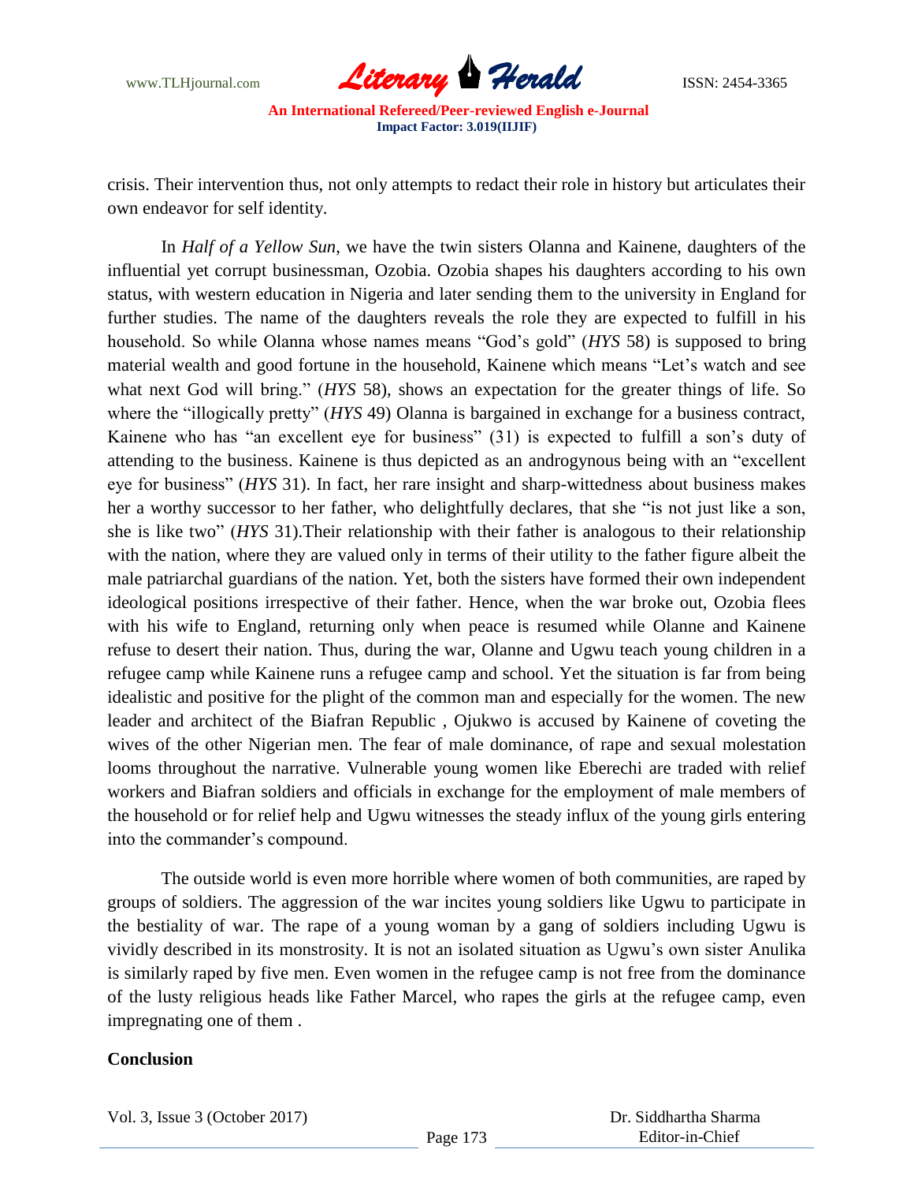crisis. Their intervention thus, not only attempts to redact their role in history but articulates their own endeavor for self identity.

In *Half of a Yellow Sun*, we have the twin sisters Olanna and Kainene, daughters of the influential yet corrupt businessman, Ozobia. Ozobia shapes his daughters according to his own status, with western education in Nigeria and later sending them to the university in England for further studies. The name of the daughters reveals the role they are expected to fulfill in his household. So while Olanna whose names means "God's gold" (*HYS* 58) is supposed to bring material wealth and good fortune in the household, Kainene which means "Let's watch and see what next God will bring." (*HYS* 58), shows an expectation for the greater things of life. So where the "illogically pretty" (*HYS* 49) Olanna is bargained in exchange for a business contract, Kainene who has "an excellent eye for business" (31) is expected to fulfill a son's duty of attending to the business. Kainene is thus depicted as an androgynous being with an "excellent eye for business" (*HYS* 31). In fact, her rare insight and sharp-wittedness about business makes her a worthy successor to her father, who delightfully declares, that she "is not just like a son, she is like two" (*HYS* 31).Their relationship with their father is analogous to their relationship with the nation, where they are valued only in terms of their utility to the father figure albeit the male patriarchal guardians of the nation. Yet, both the sisters have formed their own independent ideological positions irrespective of their father. Hence, when the war broke out, Ozobia flees with his wife to England, returning only when peace is resumed while Olanne and Kainene refuse to desert their nation. Thus, during the war, Olanne and Ugwu teach young children in a refugee camp while Kainene runs a refugee camp and school. Yet the situation is far from being idealistic and positive for the plight of the common man and especially for the women. The new leader and architect of the Biafran Republic , Ojukwo is accused by Kainene of coveting the wives of the other Nigerian men. The fear of male dominance, of rape and sexual molestation looms throughout the narrative. Vulnerable young women like Eberechi are traded with relief workers and Biafran soldiers and officials in exchange for the employment of male members of the household or for relief help and Ugwu witnesses the steady influx of the young girls entering into the commander's compound.

The outside world is even more horrible where women of both communities, are raped by groups of soldiers. The aggression of the war incites young soldiers like Ugwu to participate in the bestiality of war. The rape of a young woman by a gang of soldiers including Ugwu is vividly described in its monstrosity. It is not an isolated situation as Ugwu's own sister Anulika is similarly raped by five men. Even women in the refugee camp is not free from the dominance of the lusty religious heads like Father Marcel, who rapes the girls at the refugee camp, even impregnating one of them .

## Conclusion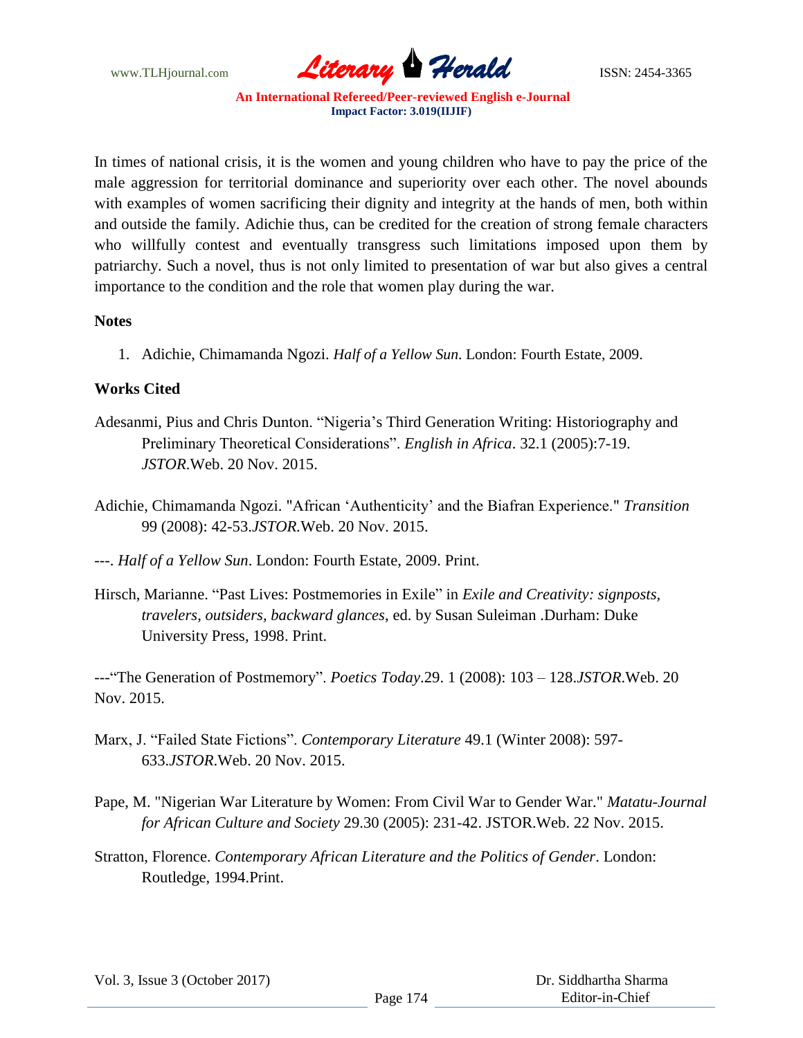In times of national crisis, it is the women and young children who have to pay the price of the male aggression for territorial dominance and superiority over each other. The novel abounds with examples of women sacrificing their dignity and integrity at the hands of men, both within and outside the family. Adichie thus, can be credited for the creation of strong female characters who willfully contest and eventually transgress such limitations imposed upon them by patriarchy. Such a novel, thus is not only limited to presentation of war but also gives a central importance to the condition and the role that women play during the war.

**Notes**

1. Adichie, Chimamanda Ngozi. *Half of a Yellow Sun*. London: Fourth Estate, 2009.

**Works Cited**

Adesanmi, Pius and Chris Dunton. "Nigeria's Third Generation Writing: Historiography and Preliminary Theoretical Considerations". *English in Africa*. 32.1 (2005):7-19. *JSTOR*.Web. 20 Nov. 2015.

Adichie, Chimamanda Ngozi. "African 'Authenticity' and the Biafran Experience." *Transition* 99 (2008): 42-53.*JSTOR*.Web. 20 Nov. 2015.

---. *Half of a Yellow Sun*. London: Fourth Estate, 2009. Print.

Hirsch, Marianne. "Past Lives: Postmemories in Exile" in *Exile and Creativity: signposts, travelers, outsiders, backward glances*, ed. by Susan Suleiman .Durham: Duke University Press, 1998. Print.

---"The Generation of Postmemory". *Poetics Today*.29. 1 (2008): 103 – 128.*JSTOR*.Web. 20 Nov. 2015.

Marx, J. "Failed State Fictions". *Contemporary Literature* 49.1 (Winter 2008): 597-633.*JSTOR*.Web. 20 Nov. 2015.

Pape, M. "Nigerian War Literature by Women: From Civil War to Gender War." *Matatu-Journal for African Culture and Society* 29.30 (2005): 231-42. JSTOR.Web. 22 Nov. 2015.

Stratton, Florence. *Contemporary African Literature and the Politics of Gender*. London: Routledge, 1994.Print.